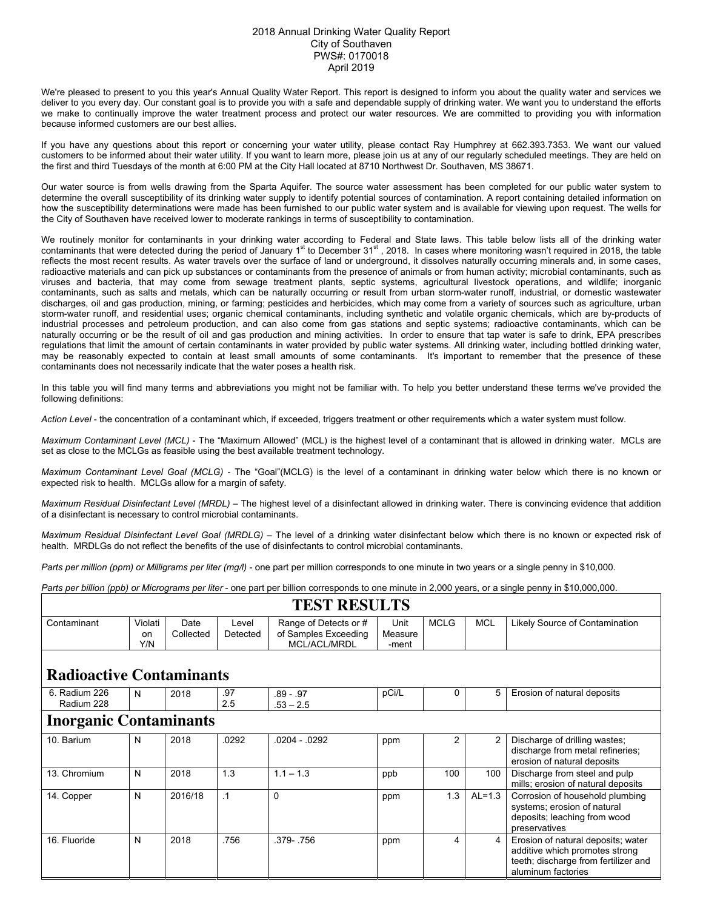2018 Annual Drinking Water Quality Report
City of Southaven
PWS#: 0170018
April 2019

We're pleased to present to you this year's Annual Quality Water Report. This report is designed to inform you about the quality water and services we deliver to you every day. Our constant goal is to provide you with a safe and dependable supply of drinking water. We want you to understand the efforts we make to continually improve the water treatment process and protect our water resources. We are committed to providing you with information because informed customers are our best allies.

If you have any questions about this report or concerning your water utility, please contact Ray Humphrey at 662.393.7353. We want our valued customers to be informed about their water utility. If you want to learn more, please join us at any of our regularly scheduled meetings. They are held on the first and third Tuesdays of the month at 6:00 PM at the City Hall located at 8710 Northwest Dr. Southaven, MS 38671.

Our water source is from wells drawing from the Sparta Aquifer. The source water assessment has been completed for our public water system to determine the overall susceptibility of its drinking water supply to identify potential sources of contamination. A report containing detailed information on how the susceptibility determinations were made has been furnished to our public water system and is available for viewing upon request. The wells for the City of Southaven have received lower to moderate rankings in terms of susceptibility to contamination.

We routinely monitor for contaminants in your drinking water according to Federal and State laws. This table below lists all of the drinking water contaminants that were detected during the period of January 1st to December 31st , 2018. In cases where monitoring wasn't required in 2018, the table reflects the most recent results. As water travels over the surface of land or underground, it dissolves naturally occurring minerals and, in some cases, radioactive materials and can pick up substances or contaminants from the presence of animals or from human activity; microbial contaminants, such as viruses and bacteria, that may come from sewage treatment plants, septic systems, agricultural livestock operations, and wildlife; inorganic contaminants, such as salts and metals, which can be naturally occurring or result from urban storm-water runoff, industrial, or domestic wastewater discharges, oil and gas production, mining, or farming; pesticides and herbicides, which may come from a variety of sources such as agriculture, urban storm-water runoff, and residential uses; organic chemical contaminants, including synthetic and volatile organic chemicals, which are by-products of industrial processes and petroleum production, and can also come from gas stations and septic systems; radioactive contaminants, which can be naturally occurring or be the result of oil and gas production and mining activities. In order to ensure that tap water is safe to drink, EPA prescribes regulations that limit the amount of certain contaminants in water provided by public water systems. All drinking water, including bottled drinking water, may be reasonably expected to contain at least small amounts of some contaminants. It's important to remember that the presence of these contaminants does not necessarily indicate that the water poses a health risk.

In this table you will find many terms and abbreviations you might not be familiar with. To help you better understand these terms we've provided the following definitions:

*Action Level* - the concentration of a contaminant which, if exceeded, triggers treatment or other requirements which a water system must follow.

*Maximum Contaminant Level (MCL)* - The "Maximum Allowed" (MCL) is the highest level of a contaminant that is allowed in drinking water. MCLs are set as close to the MCLGs as feasible using the best available treatment technology.

*Maximum Contaminant Level Goal (MCLG)* - The "Goal"(MCLG) is the level of a contaminant in drinking water below which there is no known or expected risk to health. MCLGs allow for a margin of safety.

*Maximum Residual Disinfectant Level (MRDL)* – The highest level of a disinfectant allowed in drinking water. There is convincing evidence that addition of a disinfectant is necessary to control microbial contaminants.

*Maximum Residual Disinfectant Level Goal (MRDLG)* – The level of a drinking water disinfectant below which there is no known or expected risk of health. MRDLGs do not reflect the benefits of the use of disinfectants to control microbial contaminants.

*Parts per million (ppm) or Milligrams per liter (mg/l)* - one part per million corresponds to one minute in two years or a single penny in $10,000.

*Parts per billion (ppb) or Micrograms per liter* - one part per billion corresponds to one minute in 2,000 years, or a single penny in $10,000,000.

## TEST RESULTS

| Contaminant | Violation Y/N | Date Collected | Level Detected | Range of Detects or # of Samples Exceeding MCL/ACL/MRDL | Unit Measurement | MCLG | MCL | Likely Source of Contamination |
|---|---|---|---|---|---|---|---|---|
| **Radioactive Contaminants** | | | | | | | | |
| 6. Radium 226<br>Radium 228 | N | 2018 | .97<br>2.5 | .89 - .97<br>.53 – 2.5 | pCi/L | 0 | 5 | Erosion of natural deposits |
| **Inorganic Contaminants** | | | | | | | | |
| 10. Barium | N | 2018 | .0292 | .0204 - .0292 | ppm | 2 | 2 | Discharge of drilling wastes; discharge from metal refineries; erosion of natural deposits |
| 13. Chromium | N | 2018 | 1.3 | 1.1 – 1.3 | ppb | 100 | 100 | Discharge from steel and pulp mills; erosion of natural deposits |
| 14. Copper | N | 2016/18 | .1 | 0 | ppm | 1.3 | AL=1.3 | Corrosion of household plumbing systems; erosion of natural deposits; leaching from wood preservatives |
| 16. Fluoride | N | 2018 | .756 | .379- .756 | ppm | 4 | 4 | Erosion of natural deposits; water additive which promotes strong teeth; discharge from fertilizer and aluminum factories |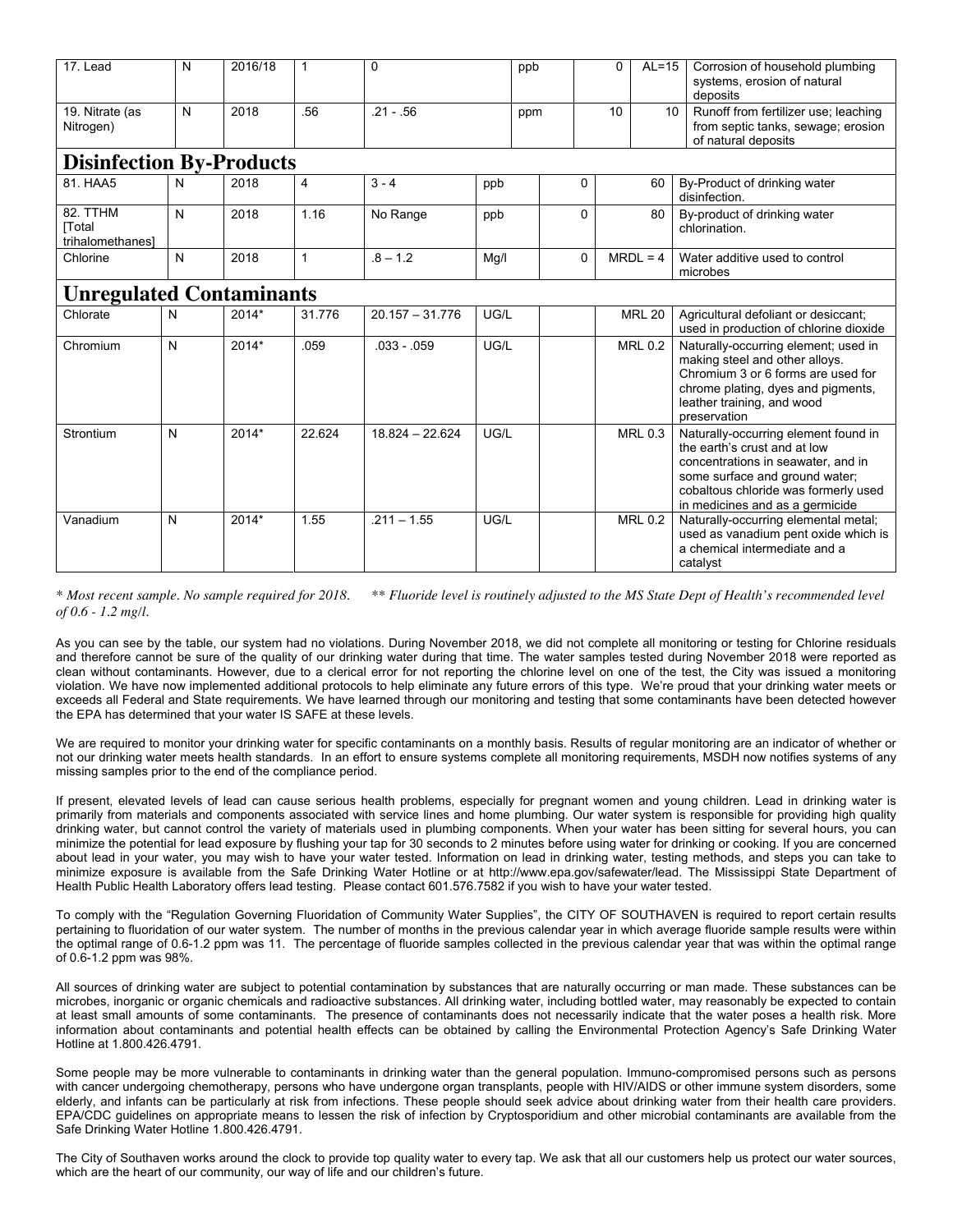| | | | | | | | | |
|---|---|---|---|---|---|---|---|---|
| 17. Lead | N | 2016/18 | 1 | 0 | ppb | 0 | AL=15 | Corrosion of household plumbing systems, erosion of natural deposits |
| 19. Nitrate (as Nitrogen) | N | 2018 | .56 | .21 - .56 | ppm | 10 | 10 | Runoff from fertilizer use; leaching from septic tanks, sewage; erosion of natural deposits |
| **Disinfection By-Products** | | | | | | | | |
| 81. HAA5 | N | 2018 | 4 | 3 - 4 | ppb | 0 | 60 | By-Product of drinking water disinfection. |
| 82. TTHM [Total trihalomethanes] | N | 2018 | 1.16 | No Range | ppb | 0 | 80 | By-product of drinking water chlorination. |
| Chlorine | N | 2018 | 1 | .8 – 1.2 | Mg/l | 0 | MRDL = 4 | Water additive used to control microbes |
| **Unregulated Contaminants** | | | | | | | | |
| Chlorate | N | 2014* | 31.776 | 20.157 – 31.776 | UG/L | | MRL 20 | Agricultural defoliant or desiccant; used in production of chlorine dioxide |
| Chromium | N | 2014* | .059 | .033 - .059 | UG/L | | MRL 0.2 | Naturally-occurring element; used in making steel and other alloys. Chromium 3 or 6 forms are used for chrome plating, dyes and pigments, leather training, and wood preservation |
| Strontium | N | 2014* | 22.624 | 18.824 – 22.624 | UG/L | | MRL 0.3 | Naturally-occurring element found in the earth's crust and at low concentrations in seawater, and in some surface and ground water; cobaltous chloride was formerly used in medicines and as a germicide |
| Vanadium | N | 2014* | 1.55 | .211 – 1.55 | UG/L | | MRL 0.2 | Naturally-occurring elemental metal; used as vanadium pent oxide which is a chemical intermediate and a catalyst |

*\* Most recent sample. No sample required for 2018. \*\* Fluoride level is routinely adjusted to the MS State Dept of Health's recommended level of 0.6 - 1.2 mg/l.*

As you can see by the table, our system had no violations. During November 2018, we did not complete all monitoring or testing for Chlorine residuals and therefore cannot be sure of the quality of our drinking water during that time. The water samples tested during November 2018 were reported as clean without contaminants. However, due to a clerical error for not reporting the chlorine level on one of the test, the City was issued a monitoring violation. We have now implemented additional protocols to help eliminate any future errors of this type. We're proud that your drinking water meets or exceeds all Federal and State requirements. We have learned through our monitoring and testing that some contaminants have been detected however the EPA has determined that your water IS SAFE at these levels.

We are required to monitor your drinking water for specific contaminants on a monthly basis. Results of regular monitoring are an indicator of whether or not our drinking water meets health standards. In an effort to ensure systems complete all monitoring requirements, MSDH now notifies systems of any missing samples prior to the end of the compliance period.

If present, elevated levels of lead can cause serious health problems, especially for pregnant women and young children. Lead in drinking water is primarily from materials and components associated with service lines and home plumbing. Our water system is responsible for providing high quality drinking water, but cannot control the variety of materials used in plumbing components. When your water has been sitting for several hours, you can minimize the potential for lead exposure by flushing your tap for 30 seconds to 2 minutes before using water for drinking or cooking. If you are concerned about lead in your water, you may wish to have your water tested. Information on lead in drinking water, testing methods, and steps you can take to minimize exposure is available from the Safe Drinking Water Hotline or at http://www.epa.gov/safewater/lead. The Mississippi State Department of Health Public Health Laboratory offers lead testing. Please contact 601.576.7582 if you wish to have your water tested.

To comply with the "Regulation Governing Fluoridation of Community Water Supplies", the CITY OF SOUTHAVEN is required to report certain results pertaining to fluoridation of our water system. The number of months in the previous calendar year in which average fluoride sample results were within the optimal range of 0.6-1.2 ppm was 11. The percentage of fluoride samples collected in the previous calendar year that was within the optimal range of 0.6-1.2 ppm was 98%.

All sources of drinking water are subject to potential contamination by substances that are naturally occurring or man made. These substances can be microbes, inorganic or organic chemicals and radioactive substances. All drinking water, including bottled water, may reasonably be expected to contain at least small amounts of some contaminants. The presence of contaminants does not necessarily indicate that the water poses a health risk. More information about contaminants and potential health effects can be obtained by calling the Environmental Protection Agency's Safe Drinking Water Hotline at 1.800.426.4791.

Some people may be more vulnerable to contaminants in drinking water than the general population. Immuno-compromised persons such as persons with cancer undergoing chemotherapy, persons who have undergone organ transplants, people with HIV/AIDS or other immune system disorders, some elderly, and infants can be particularly at risk from infections. These people should seek advice about drinking water from their health care providers. EPA/CDC guidelines on appropriate means to lessen the risk of infection by Cryptosporidium and other microbial contaminants are available from the Safe Drinking Water Hotline 1.800.426.4791.

The City of Southaven works around the clock to provide top quality water to every tap. We ask that all our customers help us protect our water sources, which are the heart of our community, our way of life and our children's future.